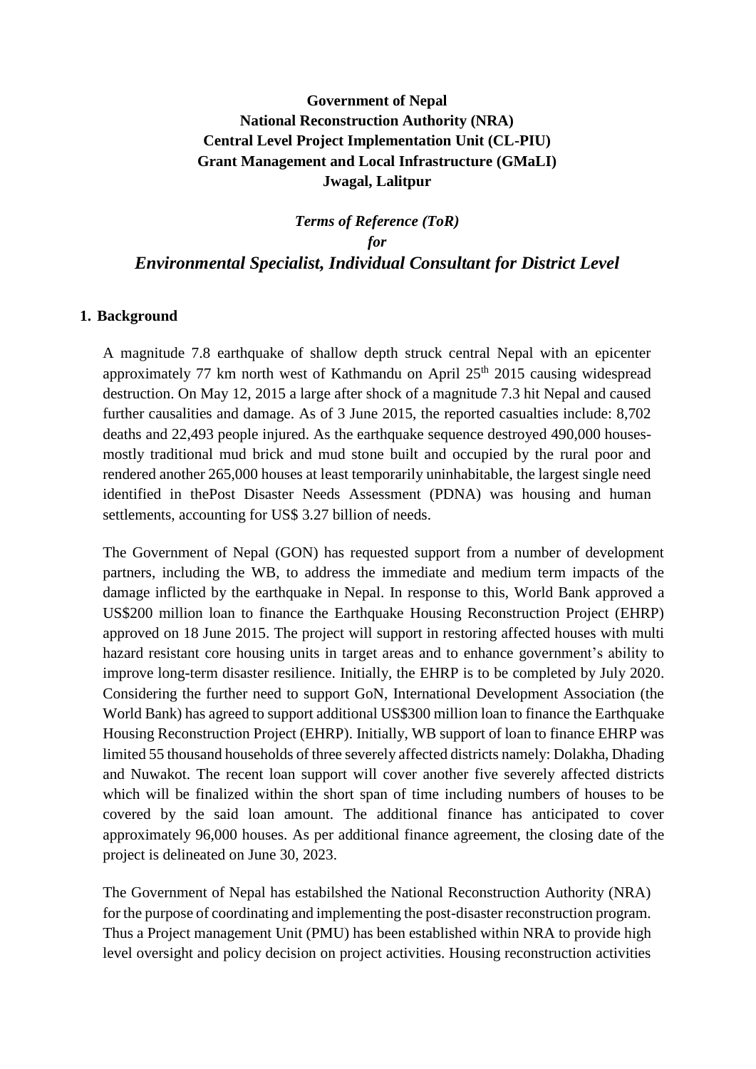**Government of Nepal**
**National Reconstruction Authority (NRA)**
**Central Level Project Implementation Unit (CL-PIU)**
**Grant Management and Local Infrastructure (GMaLI)**
**Jwagal, Lalitpur**

***Terms of Reference (ToR)***
***for***
# *Environmental Specialist, Individual Consultant for District Level*

## 1. Background

A magnitude 7.8 earthquake of shallow depth struck central Nepal with an epicenter approximately 77 km north west of Kathmandu on April 25th 2015 causing widespread destruction. On May 12, 2015 a large after shock of a magnitude 7.3 hit Nepal and caused further causalities and damage. As of 3 June 2015, the reported casualties include: 8,702 deaths and 22,493 people injured. As the earthquake sequence destroyed 490,000 houses-mostly traditional mud brick and mud stone built and occupied by the rural poor and rendered another 265,000 houses at least temporarily uninhabitable, the largest single need identified in thePost Disaster Needs Assessment (PDNA) was housing and human settlements, accounting for US$ 3.27 billion of needs.

The Government of Nepal (GON) has requested support from a number of development partners, including the WB, to address the immediate and medium term impacts of the damage inflicted by the earthquake in Nepal. In response to this, World Bank approved a US$200 million loan to finance the Earthquake Housing Reconstruction Project (EHRP) approved on 18 June 2015. The project will support in restoring affected houses with multi hazard resistant core housing units in target areas and to enhance government's ability to improve long-term disaster resilience. Initially, the EHRP is to be completed by July 2020. Considering the further need to support GoN, International Development Association (the World Bank) has agreed to support additional US$300 million loan to finance the Earthquake Housing Reconstruction Project (EHRP). Initially, WB support of loan to finance EHRP was limited 55 thousand households of three severely affected districts namely: Dolakha, Dhading and Nuwakot. The recent loan support will cover another five severely affected districts which will be finalized within the short span of time including numbers of houses to be covered by the said loan amount. The additional finance has anticipated to cover approximately 96,000 houses. As per additional finance agreement, the closing date of the project is delineated on June 30, 2023.

The Government of Nepal has estabilshed the National Reconstruction Authority (NRA) for the purpose of coordinating and implementing the post-disaster reconstruction program. Thus a Project management Unit (PMU) has been established within NRA to provide high level oversight and policy decision on project activities. Housing reconstruction activities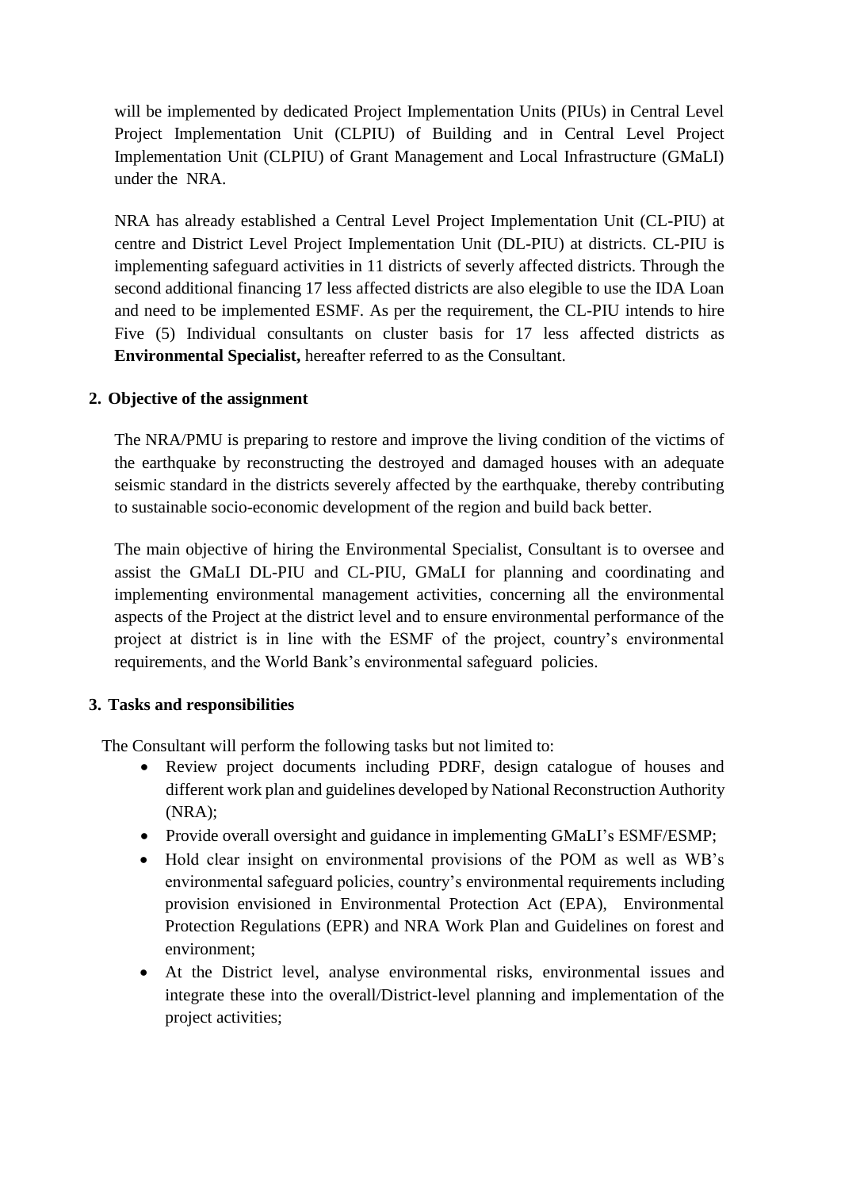will be implemented by dedicated Project Implementation Units (PIUs) in Central Level Project Implementation Unit (CLPIU) of Building and in Central Level Project Implementation Unit (CLPIU) of Grant Management and Local Infrastructure (GMaLI) under the NRA.

NRA has already established a Central Level Project Implementation Unit (CL-PIU) at centre and District Level Project Implementation Unit (DL-PIU) at districts. CL-PIU is implementing safeguard activities in 11 districts of severly affected districts. Through the second additional financing 17 less affected districts are also elegible to use the IDA Loan and need to be implemented ESMF. As per the requirement, the CL-PIU intends to hire Five (5) Individual consultants on cluster basis for 17 less affected districts as **Environmental Specialist,** hereafter referred to as the Consultant.

## 2. Objective of the assignment

The NRA/PMU is preparing to restore and improve the living condition of the victims of the earthquake by reconstructing the destroyed and damaged houses with an adequate seismic standard in the districts severely affected by the earthquake, thereby contributing to sustainable socio-economic development of the region and build back better.

The main objective of hiring the Environmental Specialist, Consultant is to oversee and assist the GMaLI DL-PIU and CL-PIU, GMaLI for planning and coordinating and implementing environmental management activities, concerning all the environmental aspects of the Project at the district level and to ensure environmental performance of the project at district is in line with the ESMF of the project, country's environmental requirements, and the World Bank's environmental safeguard policies.

## 3. Tasks and responsibilities

The Consultant will perform the following tasks but not limited to:

- Review project documents including PDRF, design catalogue of houses and different work plan and guidelines developed by National Reconstruction Authority (NRA);
- Provide overall oversight and guidance in implementing GMaLI's ESMF/ESMP;
- Hold clear insight on environmental provisions of the POM as well as WB's environmental safeguard policies, country's environmental requirements including provision envisioned in Environmental Protection Act (EPA), Environmental Protection Regulations (EPR) and NRA Work Plan and Guidelines on forest and environment;
- At the District level, analyse environmental risks, environmental issues and integrate these into the overall/District-level planning and implementation of the project activities;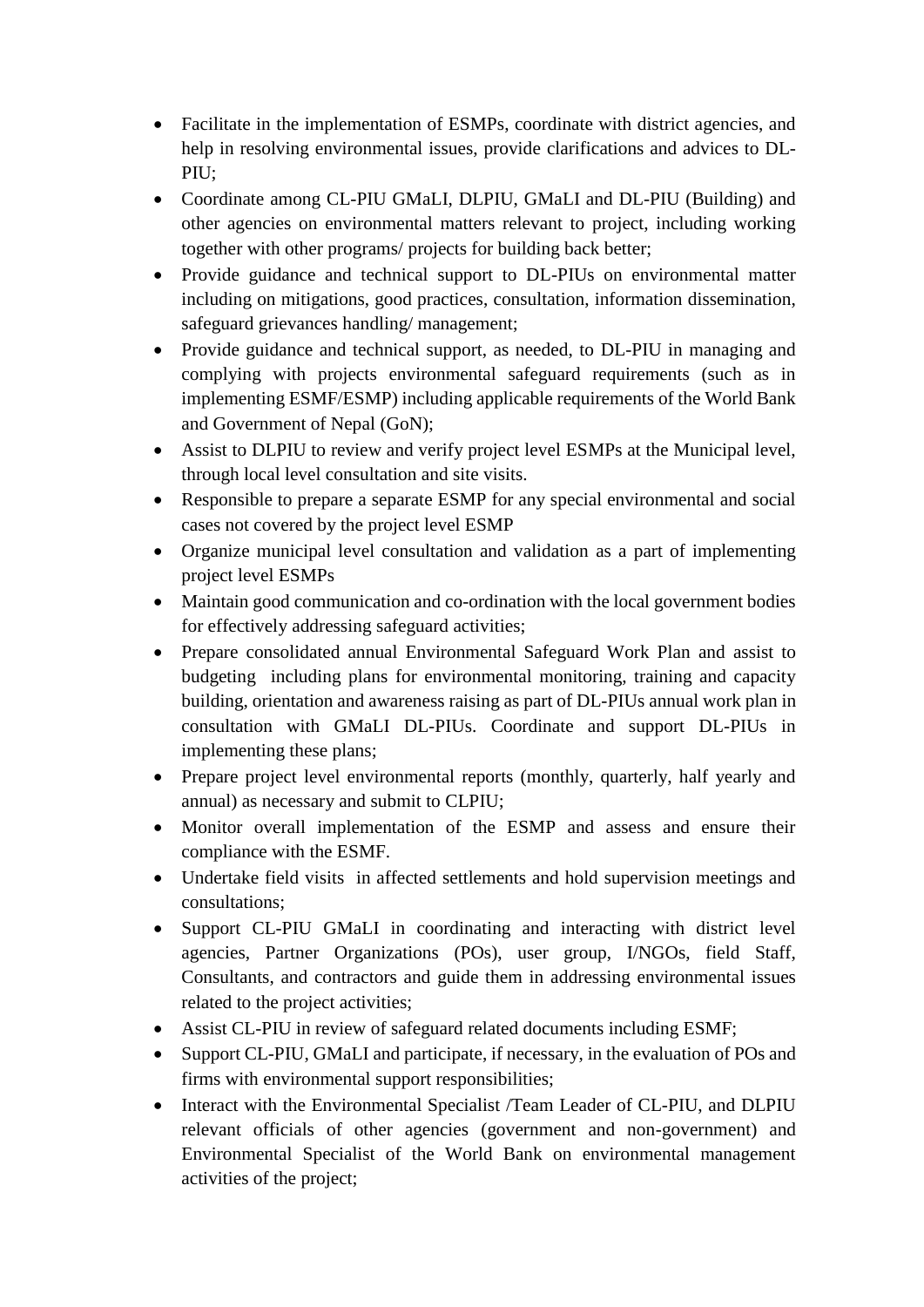- Facilitate in the implementation of ESMPs, coordinate with district agencies, and help in resolving environmental issues, provide clarifications and advices to DL-PIU;
- Coordinate among CL-PIU GMaLI, DLPIU, GMaLI and DL-PIU (Building) and other agencies on environmental matters relevant to project, including working together with other programs/ projects for building back better;
- Provide guidance and technical support to DL-PIUs on environmental matter including on mitigations, good practices, consultation, information dissemination, safeguard grievances handling/ management;
- Provide guidance and technical support, as needed, to DL-PIU in managing and complying with projects environmental safeguard requirements (such as in implementing ESMF/ESMP) including applicable requirements of the World Bank and Government of Nepal (GoN);
- Assist to DLPIU to review and verify project level ESMPs at the Municipal level, through local level consultation and site visits.
- Responsible to prepare a separate ESMP for any special environmental and social cases not covered by the project level ESMP
- Organize municipal level consultation and validation as a part of implementing project level ESMPs
- Maintain good communication and co-ordination with the local government bodies for effectively addressing safeguard activities;
- Prepare consolidated annual Environmental Safeguard Work Plan and assist to budgeting including plans for environmental monitoring, training and capacity building, orientation and awareness raising as part of DL-PIUs annual work plan in consultation with GMaLI DL-PIUs. Coordinate and support DL-PIUs in implementing these plans;
- Prepare project level environmental reports (monthly, quarterly, half yearly and annual) as necessary and submit to CLPIU;
- Monitor overall implementation of the ESMP and assess and ensure their compliance with the ESMF.
- Undertake field visits in affected settlements and hold supervision meetings and consultations;
- Support CL-PIU GMaLI in coordinating and interacting with district level agencies, Partner Organizations (POs), user group, I/NGOs, field Staff, Consultants, and contractors and guide them in addressing environmental issues related to the project activities;
- Assist CL-PIU in review of safeguard related documents including ESMF;
- Support CL-PIU, GMaLI and participate, if necessary, in the evaluation of POs and firms with environmental support responsibilities;
- Interact with the Environmental Specialist /Team Leader of CL-PIU, and DLPIU relevant officials of other agencies (government and non-government) and Environmental Specialist of the World Bank on environmental management activities of the project;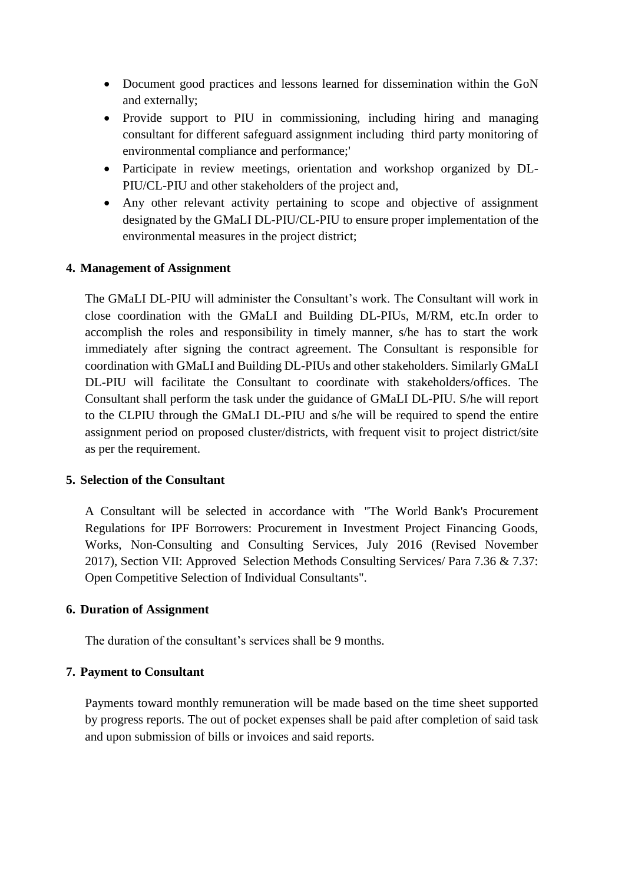- Document good practices and lessons learned for dissemination within the GoN and externally;
- Provide support to PIU in commissioning, including hiring and managing consultant for different safeguard assignment including third party monitoring of environmental compliance and performance;'
- Participate in review meetings, orientation and workshop organized by DL-PIU/CL-PIU and other stakeholders of the project and,
- Any other relevant activity pertaining to scope and objective of assignment designated by the GMaLI DL-PIU/CL-PIU to ensure proper implementation of the environmental measures in the project district;

### 4. Management of Assignment

The GMaLI DL-PIU will administer the Consultant's work. The Consultant will work in close coordination with the GMaLI and Building DL-PIUs, M/RM, etc.In order to accomplish the roles and responsibility in timely manner, s/he has to start the work immediately after signing the contract agreement. The Consultant is responsible for coordination with GMaLI and Building DL-PIUs and other stakeholders. Similarly GMaLI DL-PIU will facilitate the Consultant to coordinate with stakeholders/offices. The Consultant shall perform the task under the guidance of GMaLI DL-PIU. S/he will report to the CLPIU through the GMaLI DL-PIU and s/he will be required to spend the entire assignment period on proposed cluster/districts, with frequent visit to project district/site as per the requirement.

### 5. Selection of the Consultant

A Consultant will be selected in accordance with "The World Bank's Procurement Regulations for IPF Borrowers: Procurement in Investment Project Financing Goods, Works, Non-Consulting and Consulting Services, July 2016 (Revised November 2017), Section VII: Approved Selection Methods Consulting Services/ Para 7.36 & 7.37: Open Competitive Selection of Individual Consultants".

### 6. Duration of Assignment

The duration of the consultant's services shall be 9 months.

### 7. Payment to Consultant

Payments toward monthly remuneration will be made based on the time sheet supported by progress reports. The out of pocket expenses shall be paid after completion of said task and upon submission of bills or invoices and said reports.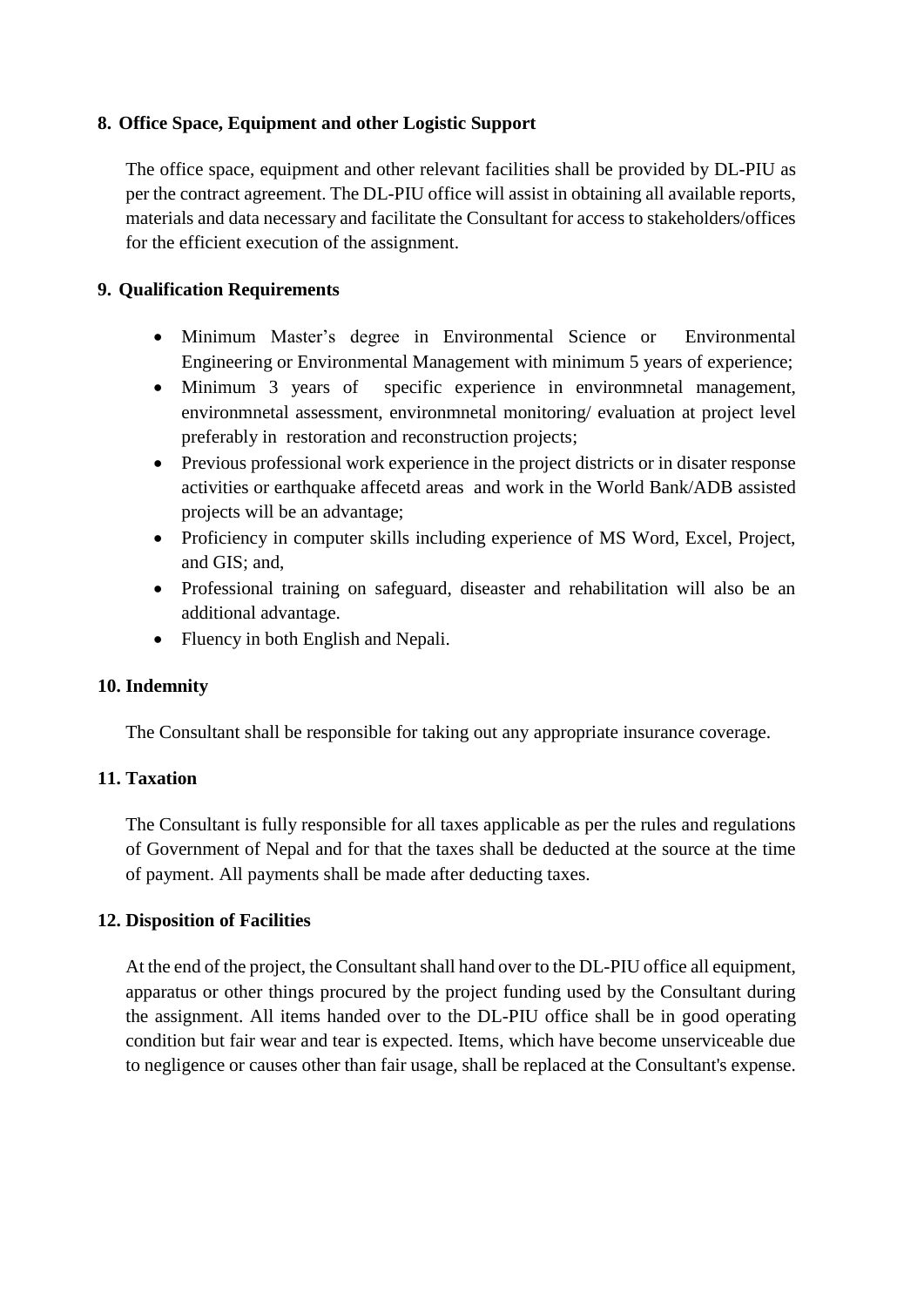## 8. Office Space, Equipment and other Logistic Support

The office space, equipment and other relevant facilities shall be provided by DL-PIU as per the contract agreement. The DL-PIU office will assist in obtaining all available reports, materials and data necessary and facilitate the Consultant for access to stakeholders/offices for the efficient execution of the assignment.

## 9. Qualification Requirements

- Minimum Master's degree in Environmental Science or Environmental Engineering or Environmental Management with minimum 5 years of experience;
- Minimum 3 years of specific experience in environmnetal management, environmnetal assessment, environmnetal monitoring/ evaluation at project level preferably in restoration and reconstruction projects;
- Previous professional work experience in the project districts or in disater response activities or earthquake affecetd areas and work in the World Bank/ADB assisted projects will be an advantage;
- Proficiency in computer skills including experience of MS Word, Excel, Project, and GIS; and,
- Professional training on safeguard, diseaster and rehabilitation will also be an additional advantage.
- Fluency in both English and Nepali.

## 10. Indemnity

The Consultant shall be responsible for taking out any appropriate insurance coverage.

## 11. Taxation

The Consultant is fully responsible for all taxes applicable as per the rules and regulations of Government of Nepal and for that the taxes shall be deducted at the source at the time of payment. All payments shall be made after deducting taxes.

## 12. Disposition of Facilities

At the end of the project, the Consultant shall hand over to the DL-PIU office all equipment, apparatus or other things procured by the project funding used by the Consultant during the assignment. All items handed over to the DL-PIU office shall be in good operating condition but fair wear and tear is expected. Items, which have become unserviceable due to negligence or causes other than fair usage, shall be replaced at the Consultant's expense.